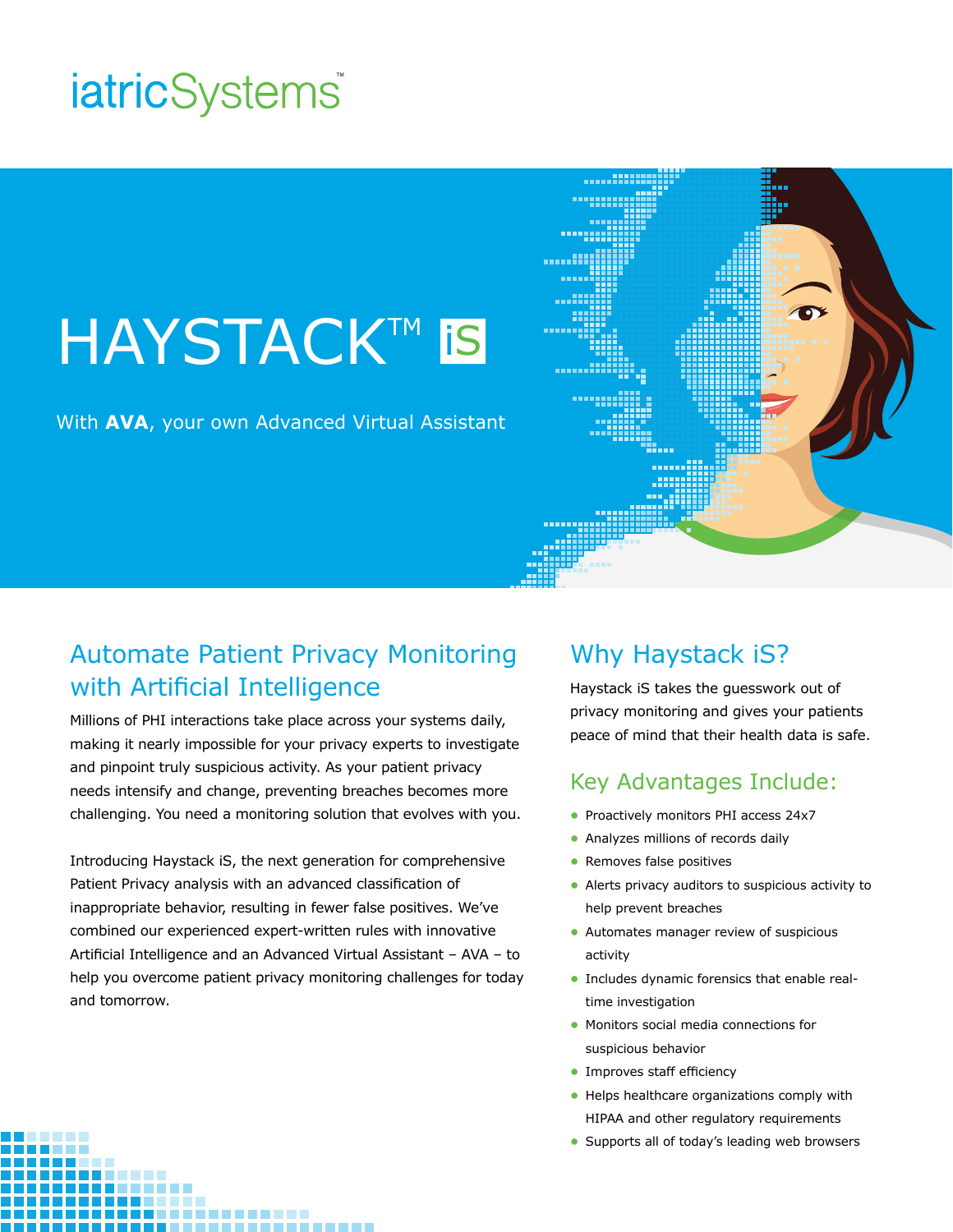iatricSystems™

# HAYSTACK™ iS

With **AVA**, your own Advanced Virtual Assistant

## Automate Patient Privacy Monitoring with Artificial Intelligence

Millions of PHI interactions take place across your systems daily, making it nearly impossible for your privacy experts to investigate and pinpoint truly suspicious activity. As your patient privacy needs intensify and change, preventing breaches becomes more challenging. You need a monitoring solution that evolves with you.

Introducing Haystack iS, the next generation for comprehensive Patient Privacy analysis with an advanced classification of inappropriate behavior, resulting in fewer false positives. We've combined our experienced expert-written rules with innovative Artificial Intelligence and an Advanced Virtual Assistant – AVA – to help you overcome patient privacy monitoring challenges for today and tomorrow.

## Why Haystack iS?

Haystack iS takes the guesswork out of privacy monitoring and gives your patients peace of mind that their health data is safe.

### Key Advantages Include:

- Proactively monitors PHI access 24x7
- Analyzes millions of records daily
- Removes false positives
- Alerts privacy auditors to suspicious activity to help prevent breaches
- Automates manager review of suspicious activity
- Includes dynamic forensics that enable real-time investigation
- Monitors social media connections for suspicious behavior
- Improves staff efficiency
- Helps healthcare organizations comply with HIPAA and other regulatory requirements
- Supports all of today's leading web browsers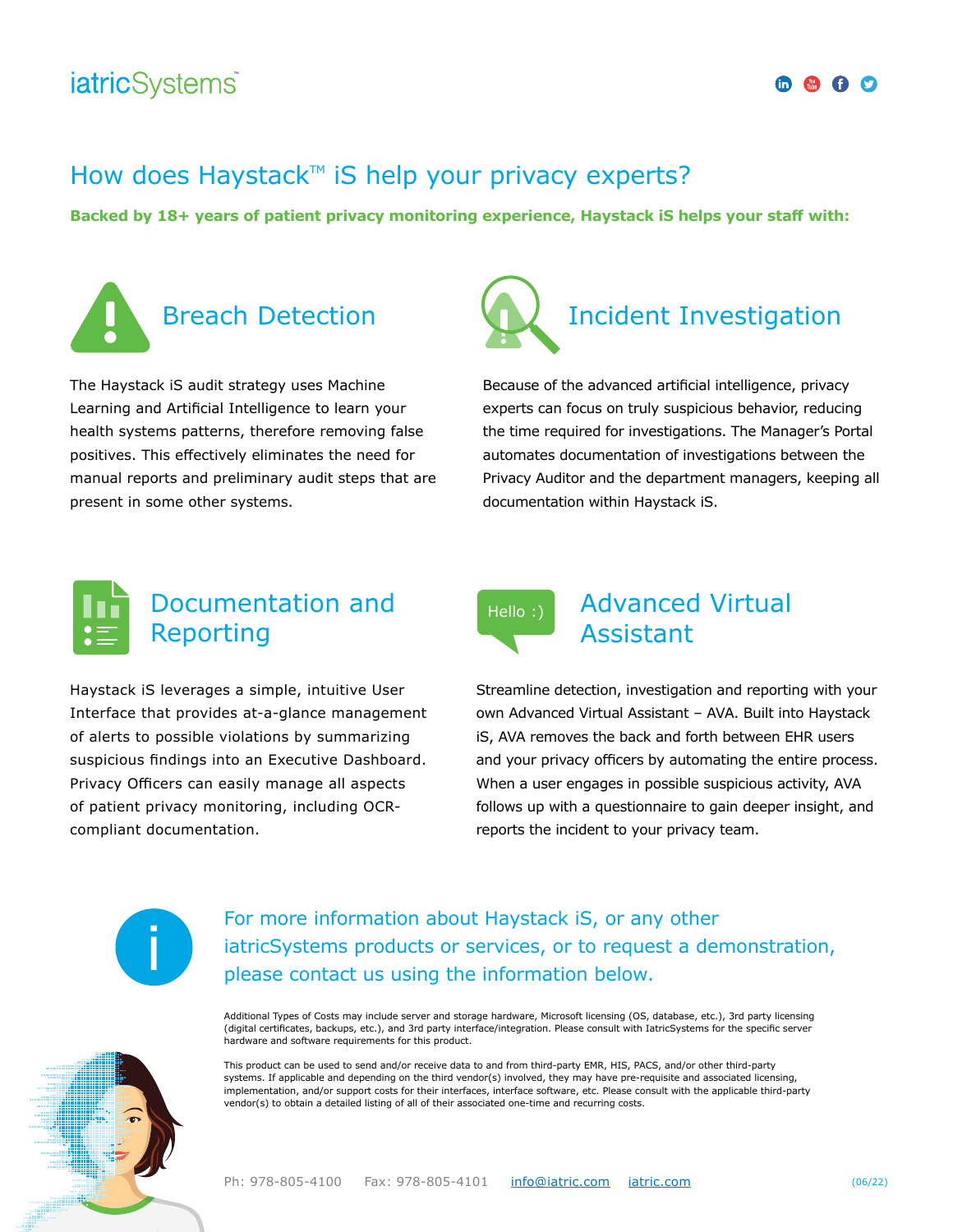iatricSystems™

# How does Haystack™ iS help your privacy experts?

**Backed by 18+ years of patient privacy monitoring experience, Haystack iS helps your staff with:**

## Breach Detection

The Haystack iS audit strategy uses Machine Learning and Artificial Intelligence to learn your health systems patterns, therefore removing false positives. This effectively eliminates the need for manual reports and preliminary audit steps that are present in some other systems.

## Incident Investigation

Because of the advanced artificial intelligence, privacy experts can focus on truly suspicious behavior, reducing the time required for investigations. The Manager's Portal automates documentation of investigations between the Privacy Auditor and the department managers, keeping all documentation within Haystack iS.

## Documentation and Reporting

Haystack iS leverages a simple, intuitive User Interface that provides at-a-glance management of alerts to possible violations by summarizing suspicious findings into an Executive Dashboard. Privacy Officers can easily manage all aspects of patient privacy monitoring, including OCR-compliant documentation.

## Advanced Virtual Assistant

Hello :)

Streamline detection, investigation and reporting with your own Advanced Virtual Assistant – AVA. Built into Haystack iS, AVA removes the back and forth between EHR users and your privacy officers by automating the entire process. When a user engages in possible suspicious activity, AVA follows up with a questionnaire to gain deeper insight, and reports the incident to your privacy team.

For more information about Haystack iS, or any other iatricSystems products or services, or to request a demonstration, please contact us using the information below.

Additional Types of Costs may include server and storage hardware, Microsoft licensing (OS, database, etc.), 3rd party licensing (digital certificates, backups, etc.), and 3rd party interface/integration. Please consult with IatricSystems for the specific server hardware and software requirements for this product.

This product can be used to send and/or receive data to and from third-party EMR, HIS, PACS, and/or other third-party systems. If applicable and depending on the third vendor(s) involved, they may have pre-requisite and associated licensing, implementation, and/or support costs for their interfaces, interface software, etc. Please consult with the applicable third-party vendor(s) to obtain a detailed listing of all of their associated one-time and recurring costs.

Ph: 978-805-4100 Fax: 978-805-4101 info@iatric.com iatric.com (06/22)